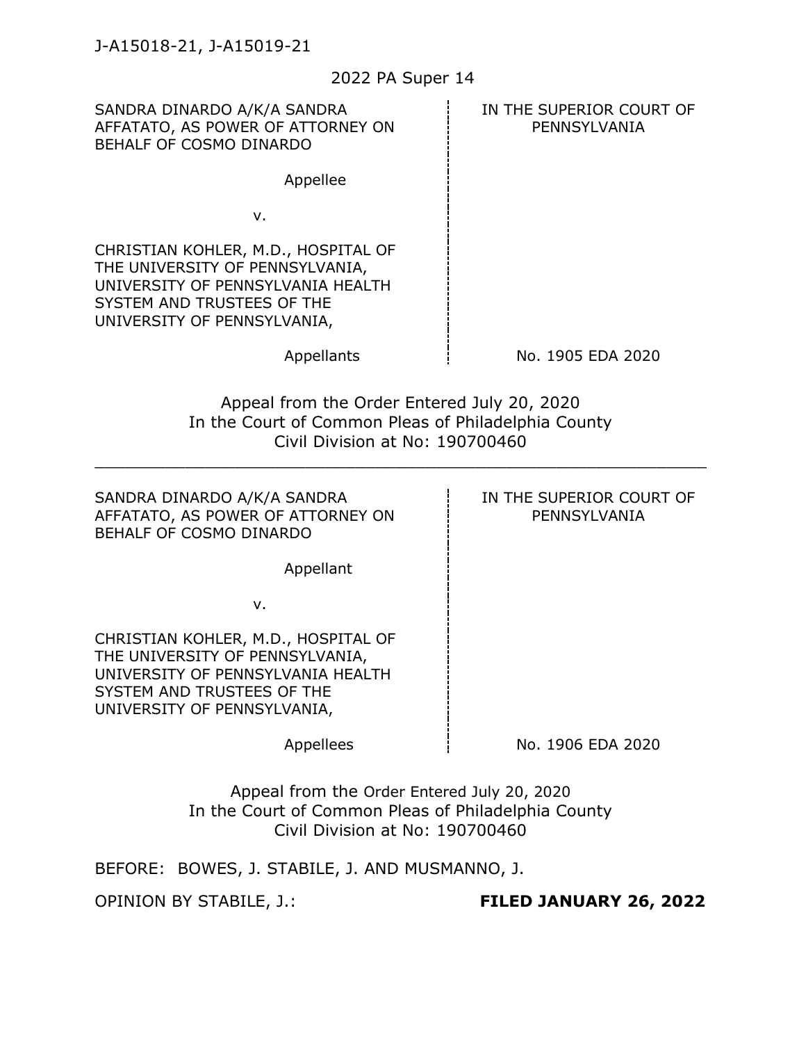J-A15018-21, J-A15019-21

2022 PA Super 14

| | |
|---|---|
| SANDRA DINARDO A/K/A SANDRA AFFATATO, AS POWER OF ATTORNEY ON BEHALF OF COSMO DINARDO<br><br>Appellee<br><br>v.<br><br>CHRISTIAN KOHLER, M.D., HOSPITAL OF THE UNIVERSITY OF PENNSYLVANIA, UNIVERSITY OF PENNSYLVANIA HEALTH SYSTEM AND TRUSTEES OF THE UNIVERSITY OF PENNSYLVANIA,<br><br>Appellants | IN THE SUPERIOR COURT OF PENNSYLVANIA<br><br><br><br><br><br><br><br>No. 1905 EDA 2020 |

Appeal from the Order Entered July 20, 2020
In the Court of Common Pleas of Philadelphia County
Civil Division at No: 190700460

---

| | |
|---|---|
| SANDRA DINARDO A/K/A SANDRA AFFATATO, AS POWER OF ATTORNEY ON BEHALF OF COSMO DINARDO<br><br>Appellant<br><br>v.<br><br>CHRISTIAN KOHLER, M.D., HOSPITAL OF THE UNIVERSITY OF PENNSYLVANIA, UNIVERSITY OF PENNSYLVANIA HEALTH SYSTEM AND TRUSTEES OF THE UNIVERSITY OF PENNSYLVANIA,<br><br>Appellees | IN THE SUPERIOR COURT OF PENNSYLVANIA<br><br><br><br><br><br><br><br>No. 1906 EDA 2020 |

Appeal from the Order Entered July 20, 2020
In the Court of Common Pleas of Philadelphia County
Civil Division at No: 190700460

BEFORE: BOWES, J. STABILE, J. AND MUSMANNO, J.

OPINION BY STABILE, J.: **FILED JANUARY 26, 2022**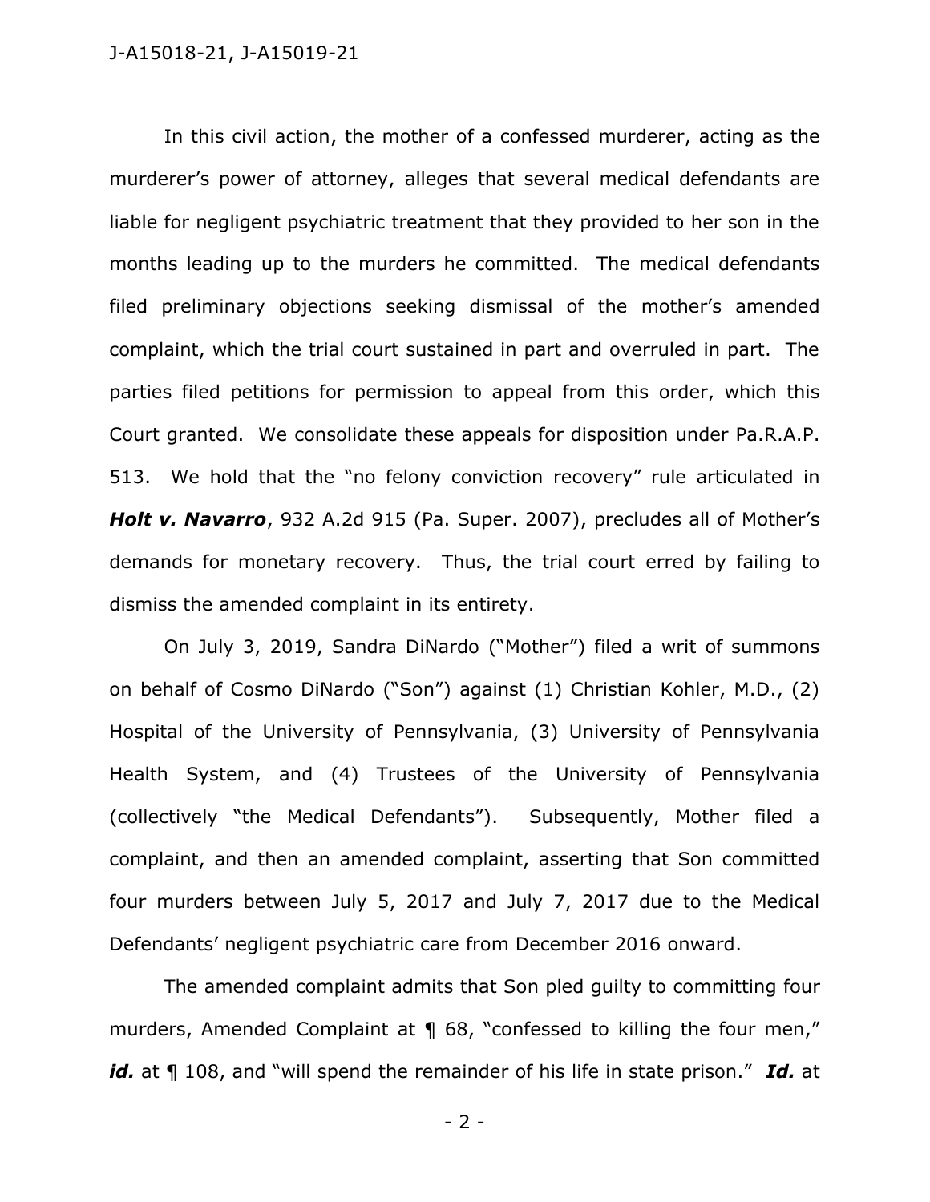In this civil action, the mother of a confessed murderer, acting as the murderer's power of attorney, alleges that several medical defendants are liable for negligent psychiatric treatment that they provided to her son in the months leading up to the murders he committed. The medical defendants filed preliminary objections seeking dismissal of the mother's amended complaint, which the trial court sustained in part and overruled in part. The parties filed petitions for permission to appeal from this order, which this Court granted. We consolidate these appeals for disposition under Pa.R.A.P. 513. We hold that the "no felony conviction recovery" rule articulated in ***Holt v. Navarro***, 932 A.2d 915 (Pa. Super. 2007), precludes all of Mother's demands for monetary recovery. Thus, the trial court erred by failing to dismiss the amended complaint in its entirety.

On July 3, 2019, Sandra DiNardo ("Mother") filed a writ of summons on behalf of Cosmo DiNardo ("Son") against (1) Christian Kohler, M.D., (2) Hospital of the University of Pennsylvania, (3) University of Pennsylvania Health System, and (4) Trustees of the University of Pennsylvania (collectively "the Medical Defendants"). Subsequently, Mother filed a complaint, and then an amended complaint, asserting that Son committed four murders between July 5, 2017 and July 7, 2017 due to the Medical Defendants' negligent psychiatric care from December 2016 onward.

The amended complaint admits that Son pled guilty to committing four murders, Amended Complaint at ¶ 68, "confessed to killing the four men," ***id.*** at ¶ 108, and "will spend the remainder of his life in state prison." ***Id.*** at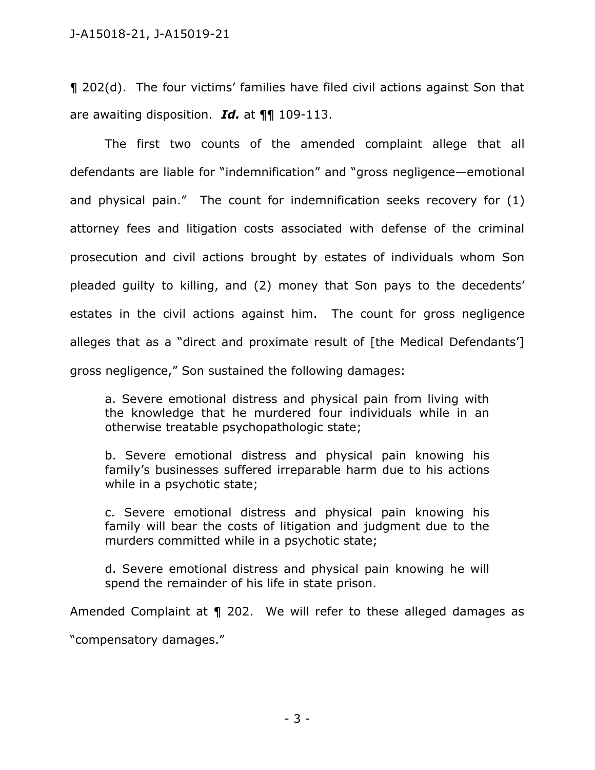¶ 202(d). The four victims' families have filed civil actions against Son that are awaiting disposition. ***Id.*** at ¶¶ 109-113.

The first two counts of the amended complaint allege that all defendants are liable for "indemnification" and "gross negligence—emotional and physical pain." The count for indemnification seeks recovery for (1) attorney fees and litigation costs associated with defense of the criminal prosecution and civil actions brought by estates of individuals whom Son pleaded guilty to killing, and (2) money that Son pays to the decedents' estates in the civil actions against him. The count for gross negligence alleges that as a "direct and proximate result of [the Medical Defendants'] gross negligence," Son sustained the following damages:

> a. Severe emotional distress and physical pain from living with the knowledge that he murdered four individuals while in an otherwise treatable psychopathologic state;
>
> b. Severe emotional distress and physical pain knowing his family's businesses suffered irreparable harm due to his actions while in a psychotic state;
>
> c. Severe emotional distress and physical pain knowing his family will bear the costs of litigation and judgment due to the murders committed while in a psychotic state;
>
> d. Severe emotional distress and physical pain knowing he will spend the remainder of his life in state prison.

Amended Complaint at ¶ 202. We will refer to these alleged damages as "compensatory damages."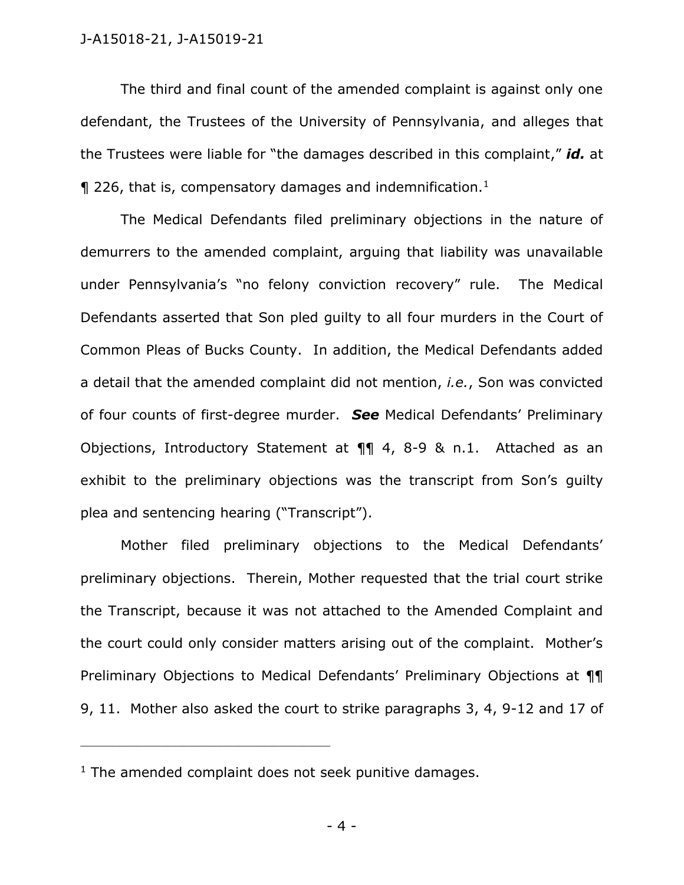The third and final count of the amended complaint is against only one defendant, the Trustees of the University of Pennsylvania, and alleges that the Trustees were liable for "the damages described in this complaint," ***id.*** at ¶ 226, that is, compensatory damages and indemnification.[1]

The Medical Defendants filed preliminary objections in the nature of demurrers to the amended complaint, arguing that liability was unavailable under Pennsylvania's "no felony conviction recovery" rule. The Medical Defendants asserted that Son pled guilty to all four murders in the Court of Common Pleas of Bucks County. In addition, the Medical Defendants added a detail that the amended complaint did not mention, *i.e.*, Son was convicted of four counts of first-degree murder. ***See*** Medical Defendants' Preliminary Objections, Introductory Statement at ¶¶ 4, 8-9 & n.1. Attached as an exhibit to the preliminary objections was the transcript from Son's guilty plea and sentencing hearing ("Transcript").

Mother filed preliminary objections to the Medical Defendants' preliminary objections. Therein, Mother requested that the trial court strike the Transcript, because it was not attached to the Amended Complaint and the court could only consider matters arising out of the complaint. Mother's Preliminary Objections to Medical Defendants' Preliminary Objections at ¶¶ 9, 11. Mother also asked the court to strike paragraphs 3, 4, 9-12 and 17 of

---

[1] The amended complaint does not seek punitive damages.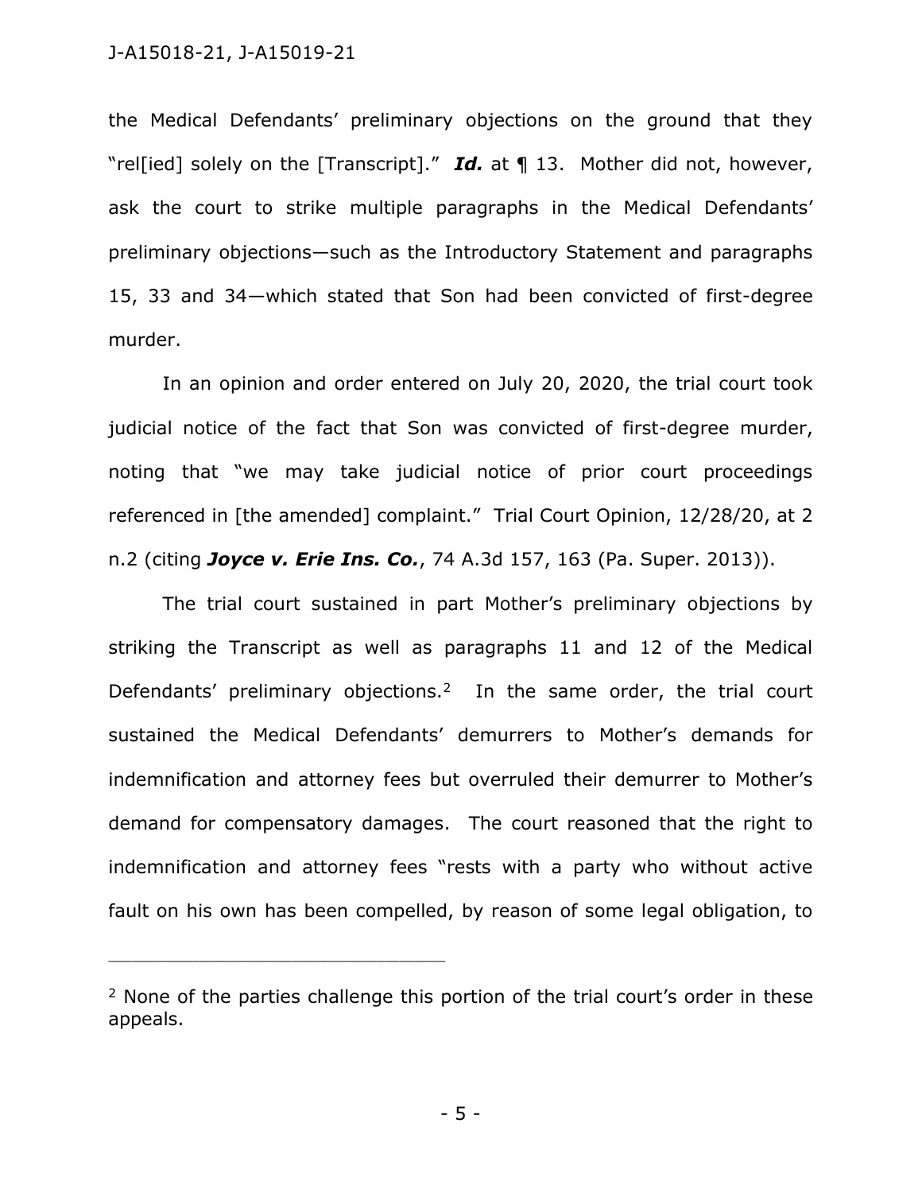the Medical Defendants' preliminary objections on the ground that they "rel[ied] solely on the [Transcript]." ***Id.*** at ¶ 13. Mother did not, however, ask the court to strike multiple paragraphs in the Medical Defendants' preliminary objections—such as the Introductory Statement and paragraphs 15, 33 and 34—which stated that Son had been convicted of first-degree murder.

In an opinion and order entered on July 20, 2020, the trial court took judicial notice of the fact that Son was convicted of first-degree murder, noting that "we may take judicial notice of prior court proceedings referenced in [the amended] complaint." Trial Court Opinion, 12/28/20, at 2 n.2 (citing ***Joyce v. Erie Ins. Co.***, 74 A.3d 157, 163 (Pa. Super. 2013)).

The trial court sustained in part Mother's preliminary objections by striking the Transcript as well as paragraphs 11 and 12 of the Medical Defendants' preliminary objections.[2] In the same order, the trial court sustained the Medical Defendants' demurrers to Mother's demands for indemnification and attorney fees but overruled their demurrer to Mother's demand for compensatory damages. The court reasoned that the right to indemnification and attorney fees "rests with a party who without active fault on his own has been compelled, by reason of some legal obligation, to

---

[2] None of the parties challenge this portion of the trial court's order in these appeals.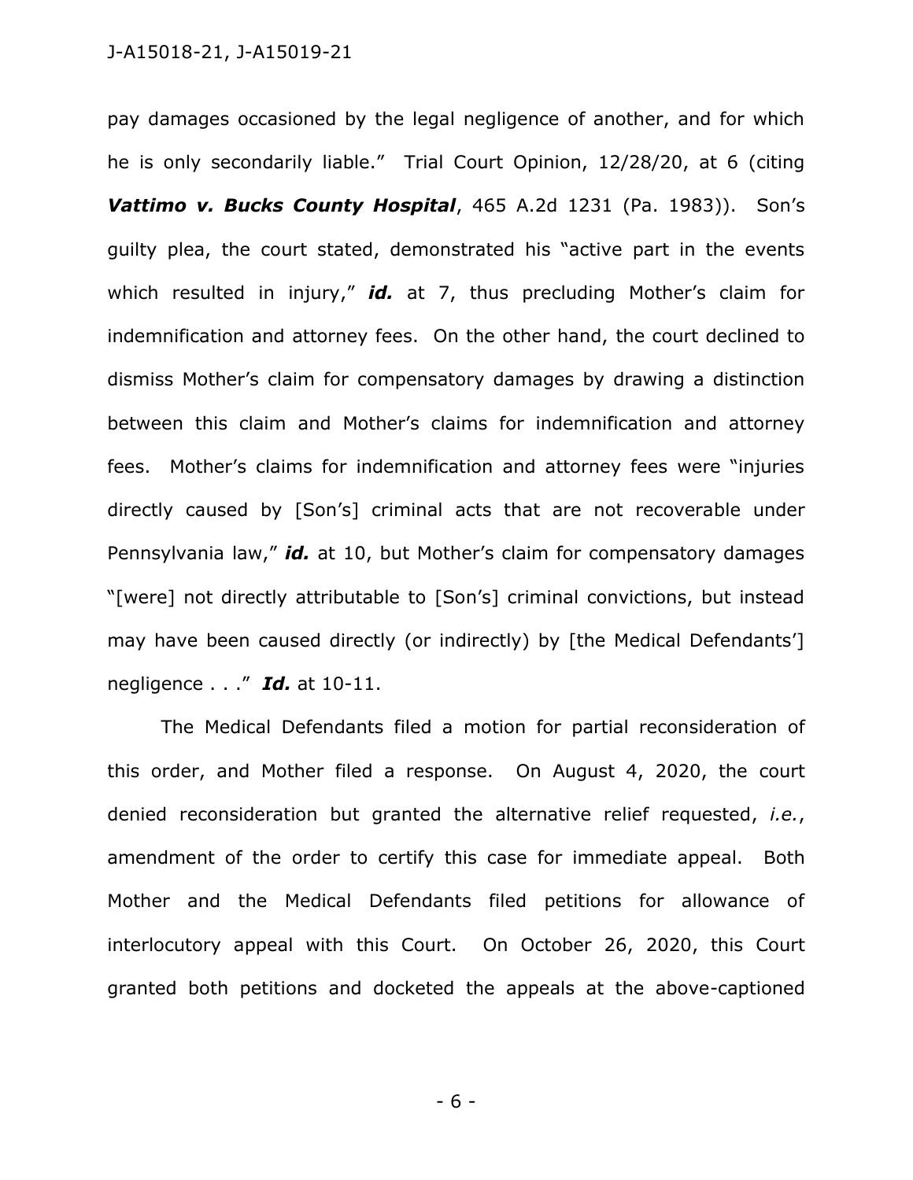pay damages occasioned by the legal negligence of another, and for which he is only secondarily liable." Trial Court Opinion, 12/28/20, at 6 (citing ***Vattimo v. Bucks County Hospital***, 465 A.2d 1231 (Pa. 1983)). Son's guilty plea, the court stated, demonstrated his "active part in the events which resulted in injury," ***id.*** at 7, thus precluding Mother's claim for indemnification and attorney fees. On the other hand, the court declined to dismiss Mother's claim for compensatory damages by drawing a distinction between this claim and Mother's claims for indemnification and attorney fees. Mother's claims for indemnification and attorney fees were "injuries directly caused by [Son's] criminal acts that are not recoverable under Pennsylvania law," ***id.*** at 10, but Mother's claim for compensatory damages "[were] not directly attributable to [Son's] criminal convictions, but instead may have been caused directly (or indirectly) by [the Medical Defendants'] negligence . . ." ***Id.*** at 10-11.

The Medical Defendants filed a motion for partial reconsideration of this order, and Mother filed a response. On August 4, 2020, the court denied reconsideration but granted the alternative relief requested, *i.e.*, amendment of the order to certify this case for immediate appeal. Both Mother and the Medical Defendants filed petitions for allowance of interlocutory appeal with this Court. On October 26, 2020, this Court granted both petitions and docketed the appeals at the above-captioned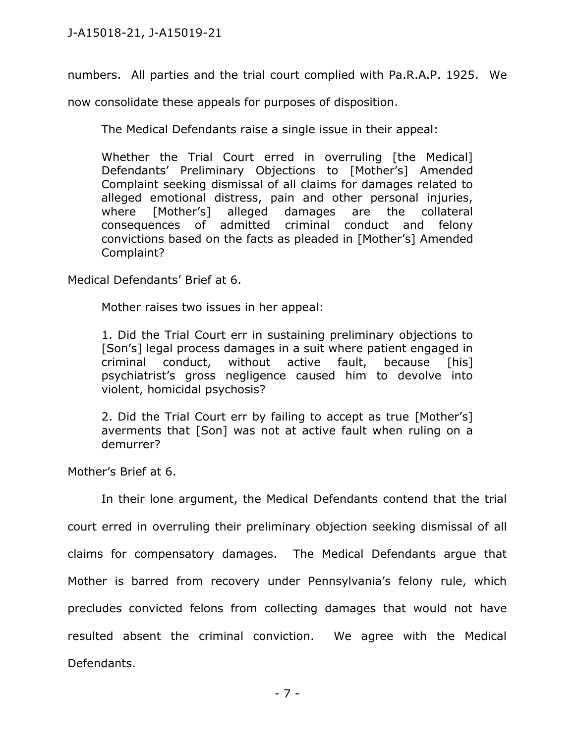numbers. All parties and the trial court complied with Pa.R.A.P. 1925. We now consolidate these appeals for purposes of disposition.

The Medical Defendants raise a single issue in their appeal:

> Whether the Trial Court erred in overruling [the Medical] Defendants' Preliminary Objections to [Mother's] Amended Complaint seeking dismissal of all claims for damages related to alleged emotional distress, pain and other personal injuries, where [Mother's] alleged damages are the collateral consequences of admitted criminal conduct and felony convictions based on the facts as pleaded in [Mother's] Amended Complaint?

Medical Defendants' Brief at 6.

Mother raises two issues in her appeal:

> 1. Did the Trial Court err in sustaining preliminary objections to [Son's] legal process damages in a suit where patient engaged in criminal conduct, without active fault, because [his] psychiatrist's gross negligence caused him to devolve into violent, homicidal psychosis?
>
> 2. Did the Trial Court err by failing to accept as true [Mother's] averments that [Son] was not at active fault when ruling on a demurrer?

Mother's Brief at 6.

In their lone argument, the Medical Defendants contend that the trial court erred in overruling their preliminary objection seeking dismissal of all claims for compensatory damages. The Medical Defendants argue that Mother is barred from recovery under Pennsylvania's felony rule, which precludes convicted felons from collecting damages that would not have resulted absent the criminal conviction. We agree with the Medical Defendants.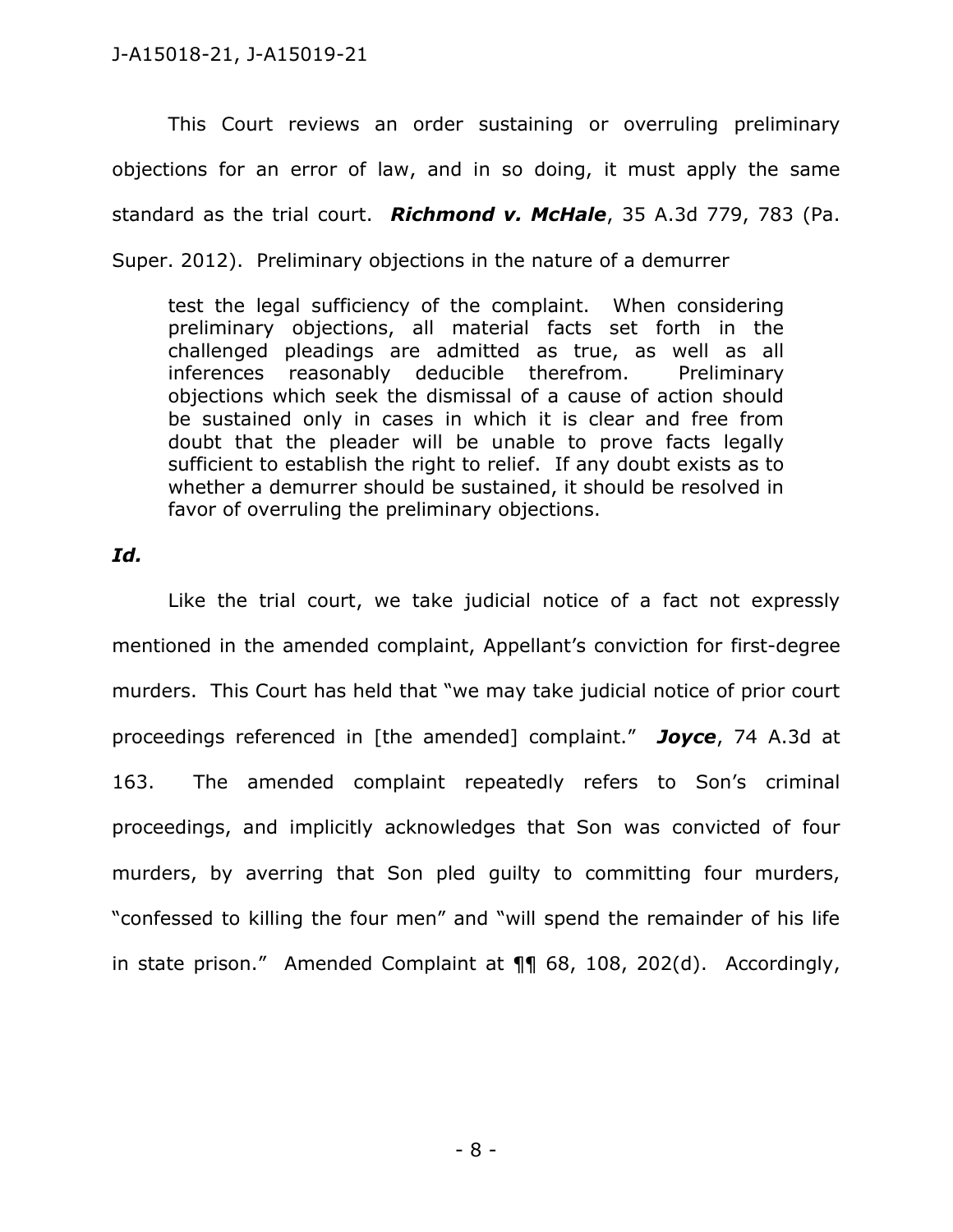This Court reviews an order sustaining or overruling preliminary objections for an error of law, and in so doing, it must apply the same standard as the trial court. ***Richmond v. McHale***, 35 A.3d 779, 783 (Pa. Super. 2012). Preliminary objections in the nature of a demurrer

> test the legal sufficiency of the complaint. When considering preliminary objections, all material facts set forth in the challenged pleadings are admitted as true, as well as all inferences reasonably deducible therefrom. Preliminary objections which seek the dismissal of a cause of action should be sustained only in cases in which it is clear and free from doubt that the pleader will be unable to prove facts legally sufficient to establish the right to relief. If any doubt exists as to whether a demurrer should be sustained, it should be resolved in favor of overruling the preliminary objections.

***Id.***

Like the trial court, we take judicial notice of a fact not expressly mentioned in the amended complaint, Appellant's conviction for first-degree murders. This Court has held that "we may take judicial notice of prior court proceedings referenced in [the amended] complaint." ***Joyce***, 74 A.3d at 163. The amended complaint repeatedly refers to Son's criminal proceedings, and implicitly acknowledges that Son was convicted of four murders, by averring that Son pled guilty to committing four murders, "confessed to killing the four men" and "will spend the remainder of his life in state prison." Amended Complaint at ¶¶ 68, 108, 202(d). Accordingly,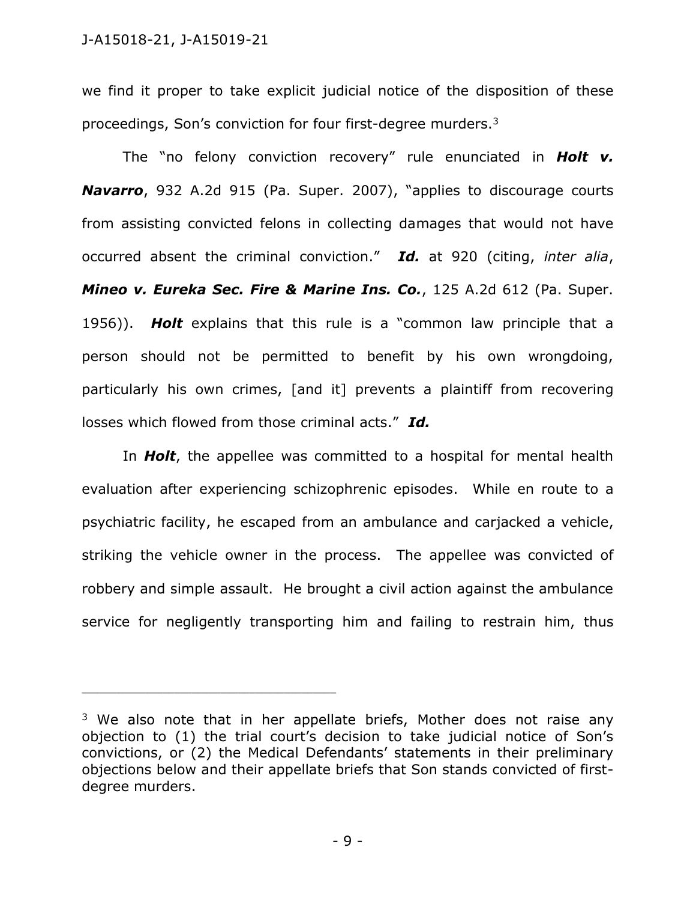we find it proper to take explicit judicial notice of the disposition of these proceedings, Son's conviction for four first-degree murders.[3]

The "no felony conviction recovery" rule enunciated in ***Holt v. Navarro***, 932 A.2d 915 (Pa. Super. 2007), "applies to discourage courts from assisting convicted felons in collecting damages that would not have occurred absent the criminal conviction." ***Id.*** at 920 (citing, *inter alia*, ***Mineo v. Eureka Sec. Fire & Marine Ins. Co.***, 125 A.2d 612 (Pa. Super. 1956)). ***Holt*** explains that this rule is a "common law principle that a person should not be permitted to benefit by his own wrongdoing, particularly his own crimes, [and it] prevents a plaintiff from recovering losses which flowed from those criminal acts." ***Id.***

In ***Holt***, the appellee was committed to a hospital for mental health evaluation after experiencing schizophrenic episodes. While en route to a psychiatric facility, he escaped from an ambulance and carjacked a vehicle, striking the vehicle owner in the process. The appellee was convicted of robbery and simple assault. He brought a civil action against the ambulance service for negligently transporting him and failing to restrain him, thus

---

[3] We also note that in her appellate briefs, Mother does not raise any objection to (1) the trial court's decision to take judicial notice of Son's convictions, or (2) the Medical Defendants' statements in their preliminary objections below and their appellate briefs that Son stands convicted of first-degree murders.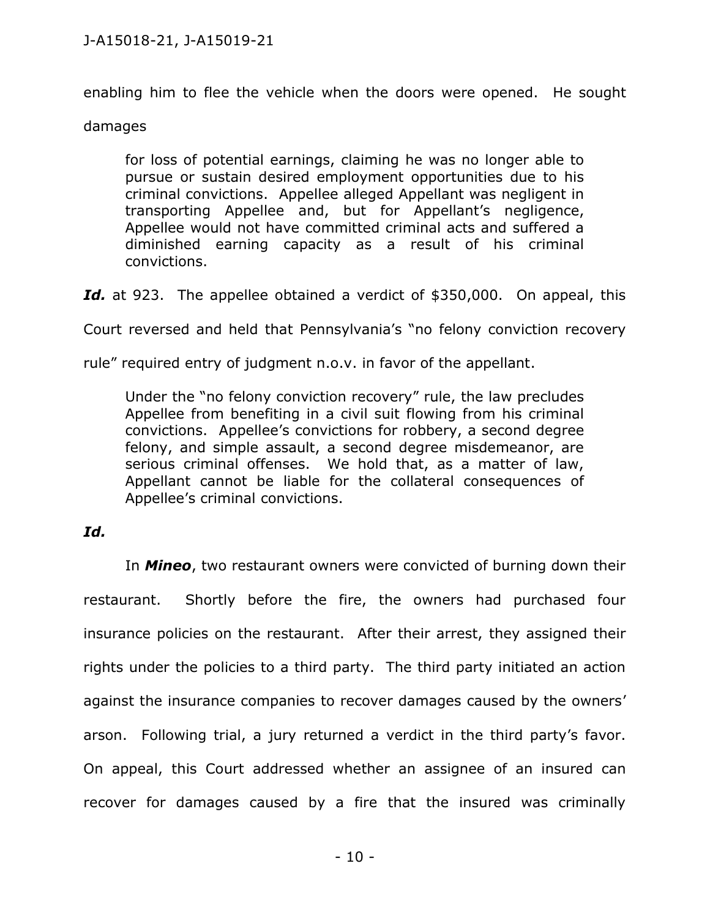enabling him to flee the vehicle when the doors were opened. He sought damages

> for loss of potential earnings, claiming he was no longer able to pursue or sustain desired employment opportunities due to his criminal convictions. Appellee alleged Appellant was negligent in transporting Appellee and, but for Appellant's negligence, Appellee would not have committed criminal acts and suffered a diminished earning capacity as a result of his criminal convictions.

***Id.*** at 923. The appellee obtained a verdict of $350,000. On appeal, this Court reversed and held that Pennsylvania's "no felony conviction recovery rule" required entry of judgment n.o.v. in favor of the appellant.

> Under the "no felony conviction recovery" rule, the law precludes Appellee from benefiting in a civil suit flowing from his criminal convictions. Appellee's convictions for robbery, a second degree felony, and simple assault, a second degree misdemeanor, are serious criminal offenses. We hold that, as a matter of law, Appellant cannot be liable for the collateral consequences of Appellee's criminal convictions.

***Id.***

In ***Mineo***, two restaurant owners were convicted of burning down their restaurant. Shortly before the fire, the owners had purchased four insurance policies on the restaurant. After their arrest, they assigned their rights under the policies to a third party. The third party initiated an action against the insurance companies to recover damages caused by the owners' arson. Following trial, a jury returned a verdict in the third party's favor. On appeal, this Court addressed whether an assignee of an insured can recover for damages caused by a fire that the insured was criminally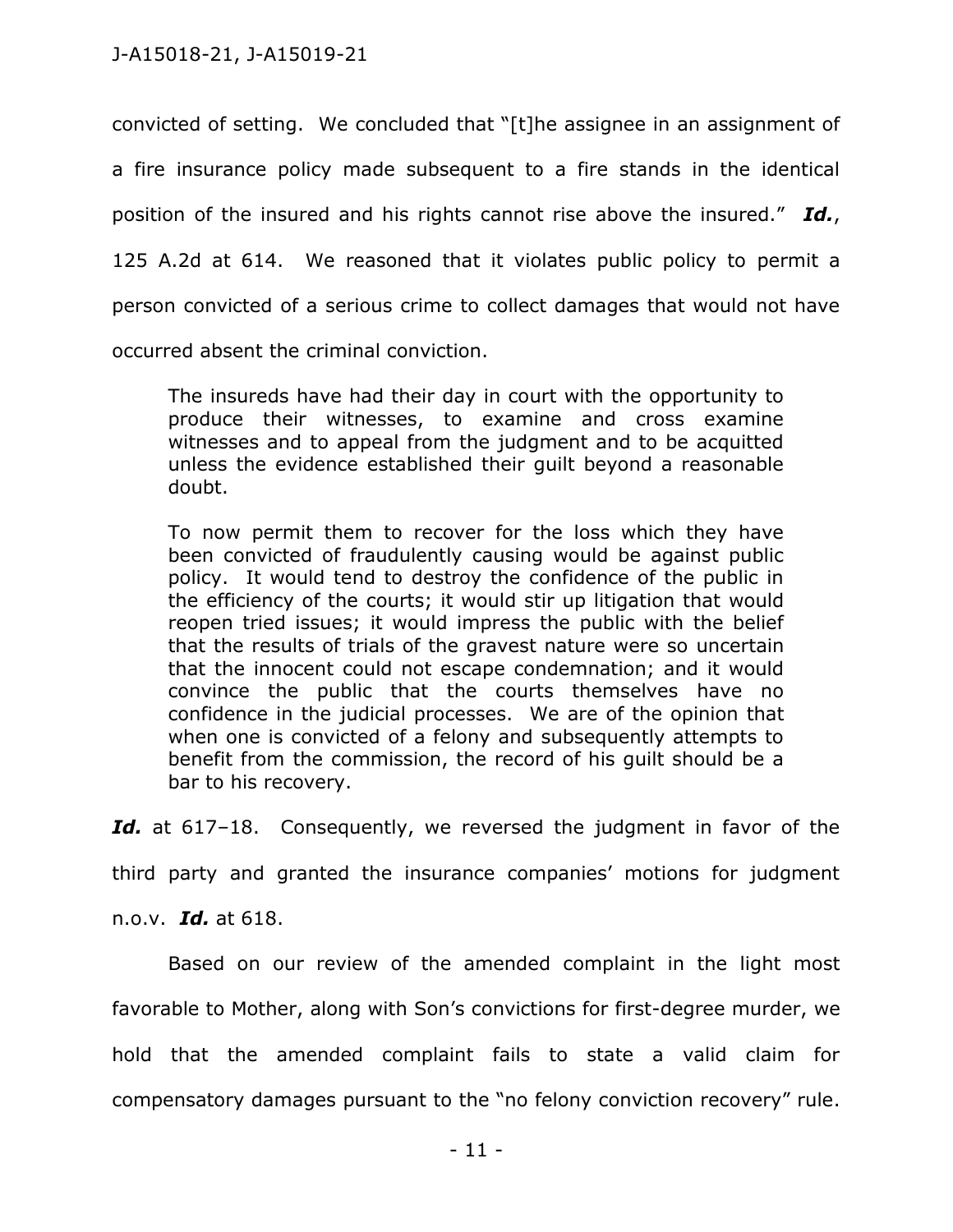convicted of setting. We concluded that "[t]he assignee in an assignment of a fire insurance policy made subsequent to a fire stands in the identical position of the insured and his rights cannot rise above the insured." ***Id.***, 125 A.2d at 614. We reasoned that it violates public policy to permit a person convicted of a serious crime to collect damages that would not have occurred absent the criminal conviction.

> The insureds have had their day in court with the opportunity to produce their witnesses, to examine and cross examine witnesses and to appeal from the judgment and to be acquitted unless the evidence established their guilt beyond a reasonable doubt.
>
> To now permit them to recover for the loss which they have been convicted of fraudulently causing would be against public policy. It would tend to destroy the confidence of the public in the efficiency of the courts; it would stir up litigation that would reopen tried issues; it would impress the public with the belief that the results of trials of the gravest nature were so uncertain that the innocent could not escape condemnation; and it would convince the public that the courts themselves have no confidence in the judicial processes. We are of the opinion that when one is convicted of a felony and subsequently attempts to benefit from the commission, the record of his guilt should be a bar to his recovery.

***Id.*** at 617–18. Consequently, we reversed the judgment in favor of the third party and granted the insurance companies' motions for judgment n.o.v. ***Id.*** at 618.

Based on our review of the amended complaint in the light most favorable to Mother, along with Son's convictions for first-degree murder, we hold that the amended complaint fails to state a valid claim for compensatory damages pursuant to the "no felony conviction recovery" rule.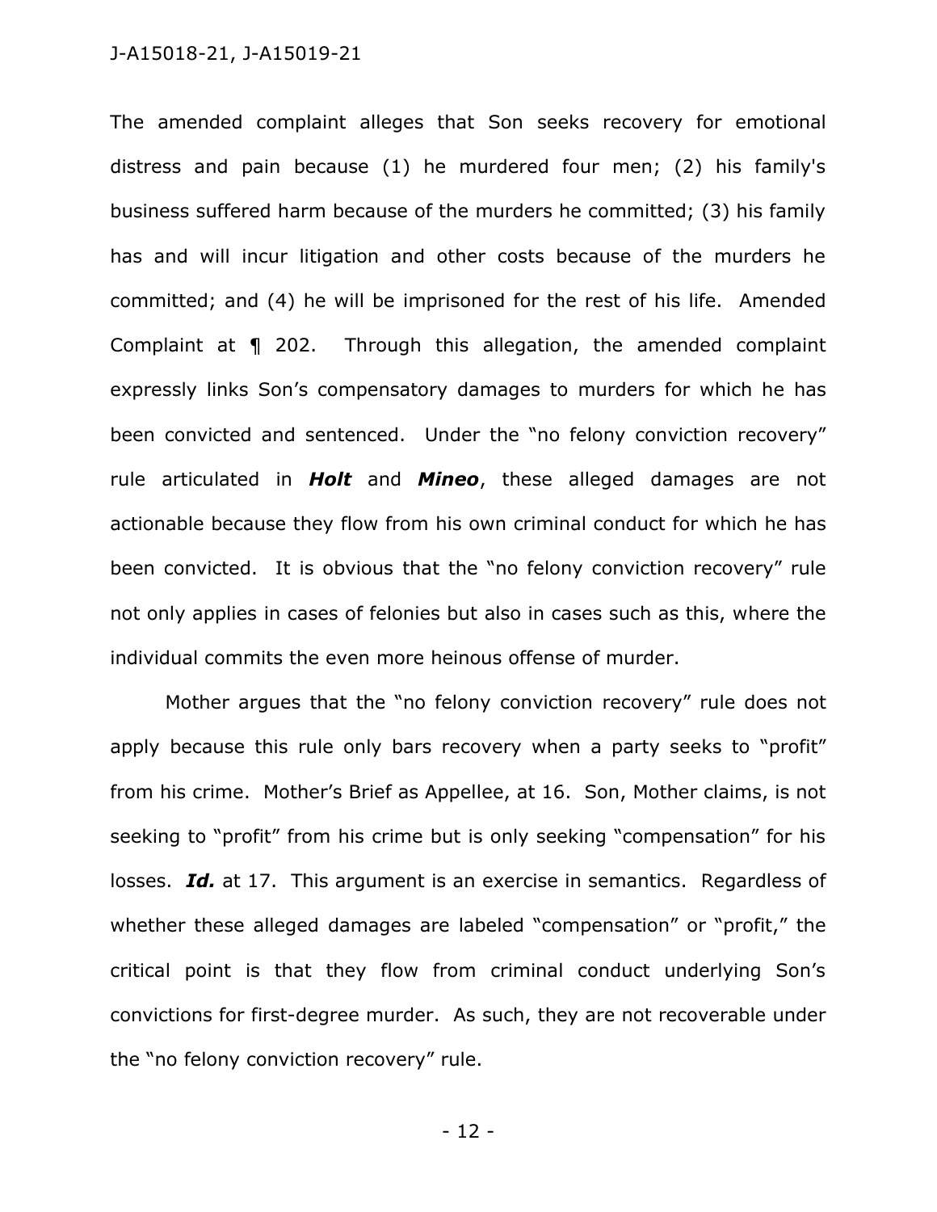The amended complaint alleges that Son seeks recovery for emotional distress and pain because (1) he murdered four men; (2) his family's business suffered harm because of the murders he committed; (3) his family has and will incur litigation and other costs because of the murders he committed; and (4) he will be imprisoned for the rest of his life. Amended Complaint at ¶ 202. Through this allegation, the amended complaint expressly links Son's compensatory damages to murders for which he has been convicted and sentenced. Under the "no felony conviction recovery" rule articulated in ***Holt*** and ***Mineo***, these alleged damages are not actionable because they flow from his own criminal conduct for which he has been convicted. It is obvious that the "no felony conviction recovery" rule not only applies in cases of felonies but also in cases such as this, where the individual commits the even more heinous offense of murder.

Mother argues that the "no felony conviction recovery" rule does not apply because this rule only bars recovery when a party seeks to "profit" from his crime. Mother's Brief as Appellee, at 16. Son, Mother claims, is not seeking to "profit" from his crime but is only seeking "compensation" for his losses. ***Id.*** at 17. This argument is an exercise in semantics. Regardless of whether these alleged damages are labeled "compensation" or "profit," the critical point is that they flow from criminal conduct underlying Son's convictions for first-degree murder. As such, they are not recoverable under the "no felony conviction recovery" rule.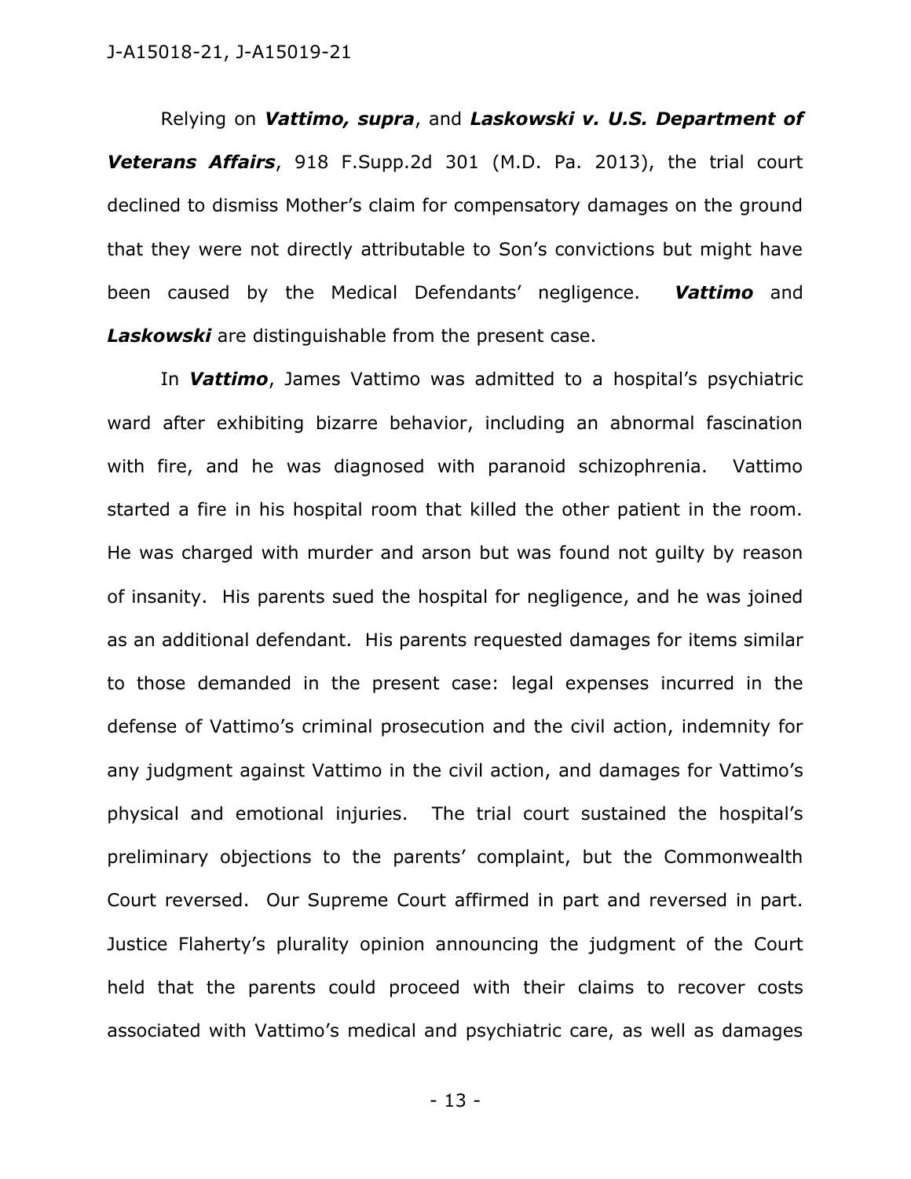Relying on ***Vattimo, supra***, and ***Laskowski v. U.S. Department of Veterans Affairs***, 918 F.Supp.2d 301 (M.D. Pa. 2013), the trial court declined to dismiss Mother's claim for compensatory damages on the ground that they were not directly attributable to Son's convictions but might have been caused by the Medical Defendants' negligence. ***Vattimo*** and ***Laskowski*** are distinguishable from the present case.

In ***Vattimo***, James Vattimo was admitted to a hospital's psychiatric ward after exhibiting bizarre behavior, including an abnormal fascination with fire, and he was diagnosed with paranoid schizophrenia. Vattimo started a fire in his hospital room that killed the other patient in the room. He was charged with murder and arson but was found not guilty by reason of insanity. His parents sued the hospital for negligence, and he was joined as an additional defendant. His parents requested damages for items similar to those demanded in the present case: legal expenses incurred in the defense of Vattimo's criminal prosecution and the civil action, indemnity for any judgment against Vattimo in the civil action, and damages for Vattimo's physical and emotional injuries. The trial court sustained the hospital's preliminary objections to the parents' complaint, but the Commonwealth Court reversed. Our Supreme Court affirmed in part and reversed in part. Justice Flaherty's plurality opinion announcing the judgment of the Court held that the parents could proceed with their claims to recover costs associated with Vattimo's medical and psychiatric care, as well as damages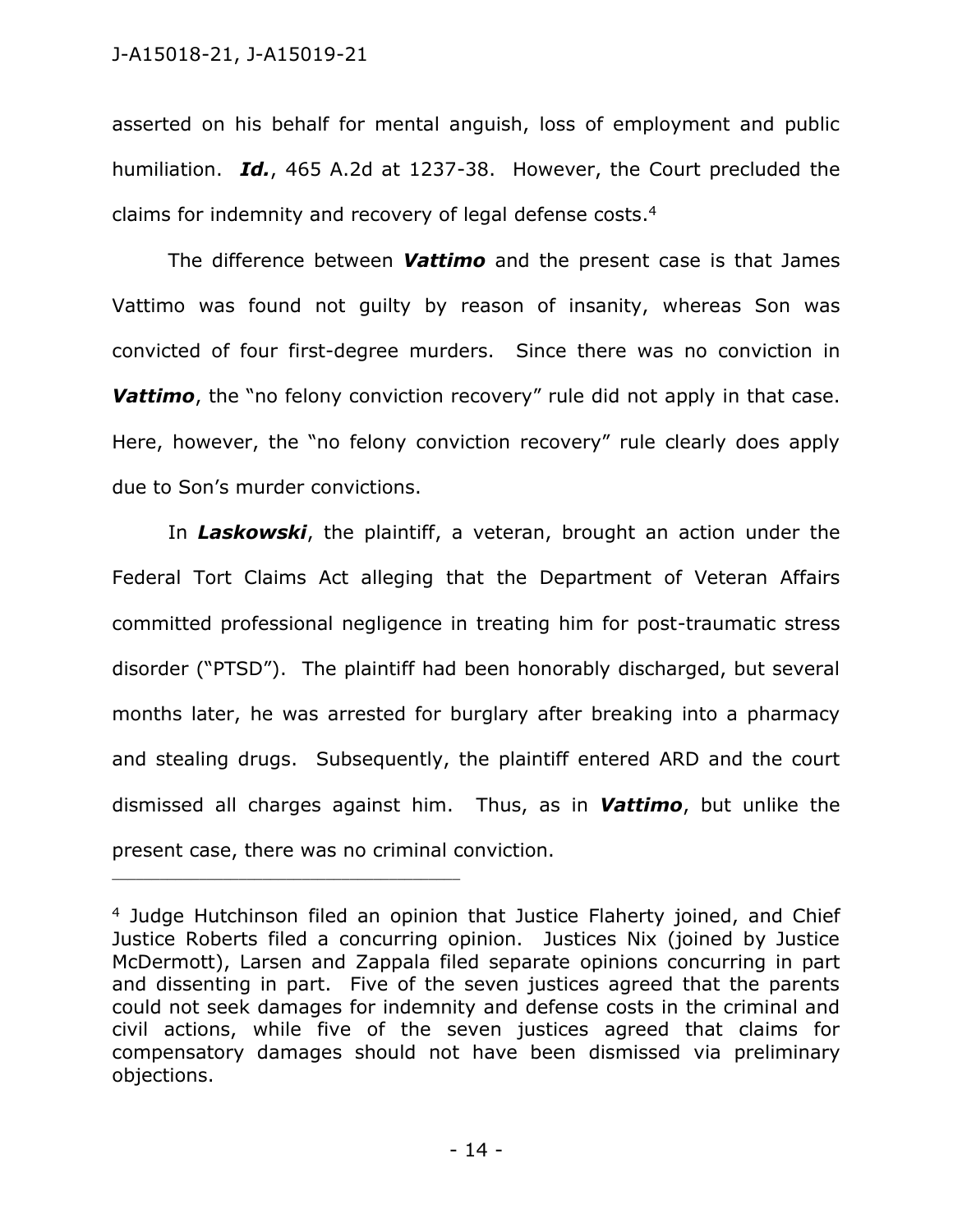asserted on his behalf for mental anguish, loss of employment and public humiliation. ***Id.***, 465 A.2d at 1237-38. However, the Court precluded the claims for indemnity and recovery of legal defense costs.[4]

The difference between ***Vattimo*** and the present case is that James Vattimo was found not guilty by reason of insanity, whereas Son was convicted of four first-degree murders. Since there was no conviction in ***Vattimo***, the "no felony conviction recovery" rule did not apply in that case. Here, however, the "no felony conviction recovery" rule clearly does apply due to Son's murder convictions.

In ***Laskowski***, the plaintiff, a veteran, brought an action under the Federal Tort Claims Act alleging that the Department of Veteran Affairs committed professional negligence in treating him for post-traumatic stress disorder ("PTSD"). The plaintiff had been honorably discharged, but several months later, he was arrested for burglary after breaking into a pharmacy and stealing drugs. Subsequently, the plaintiff entered ARD and the court dismissed all charges against him. Thus, as in ***Vattimo***, but unlike the present case, there was no criminal conviction.

---

[4] Judge Hutchinson filed an opinion that Justice Flaherty joined, and Chief Justice Roberts filed a concurring opinion. Justices Nix (joined by Justice McDermott), Larsen and Zappala filed separate opinions concurring in part and dissenting in part. Five of the seven justices agreed that the parents could not seek damages for indemnity and defense costs in the criminal and civil actions, while five of the seven justices agreed that claims for compensatory damages should not have been dismissed via preliminary objections.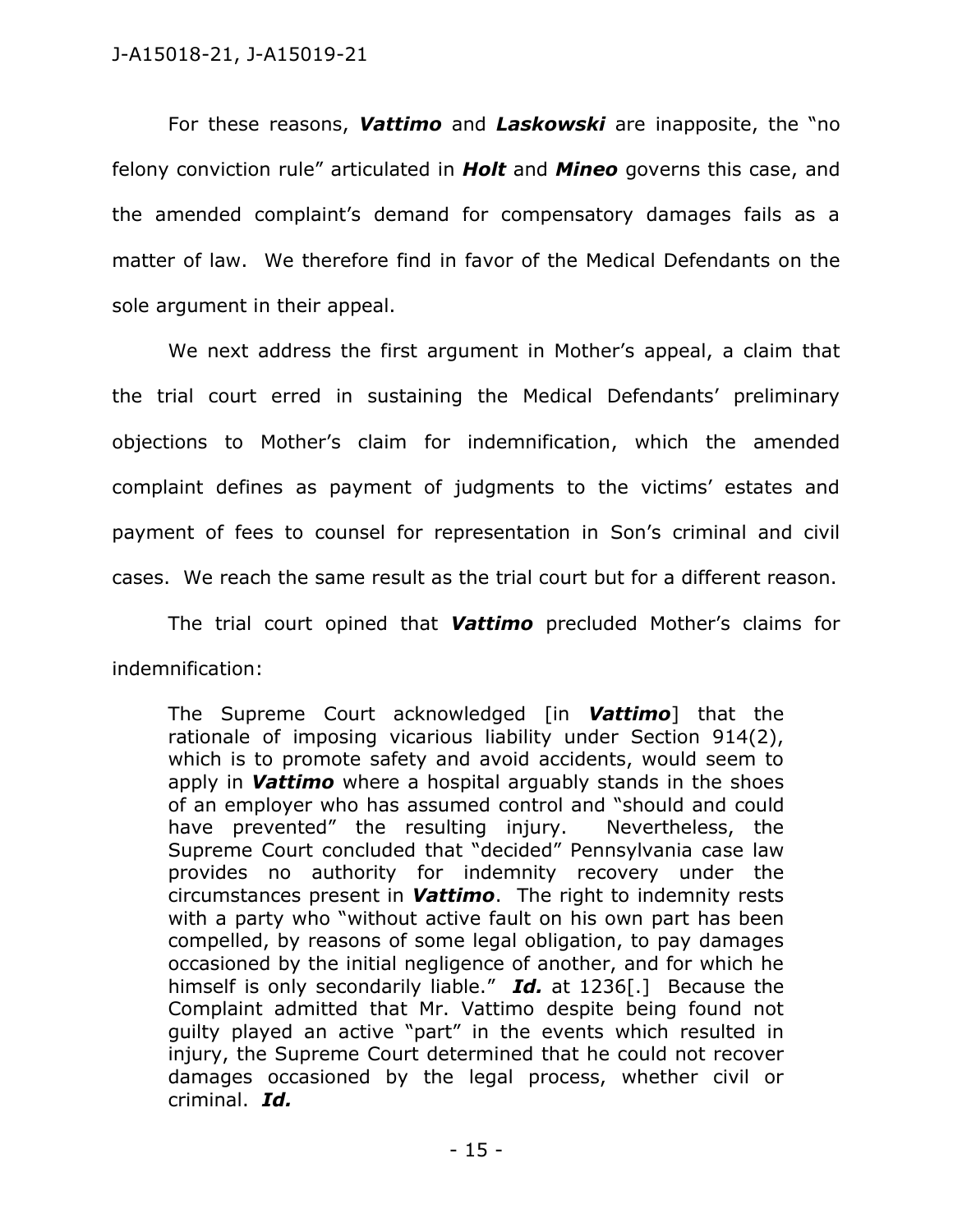For these reasons, ***Vattimo*** and ***Laskowski*** are inapposite, the "no felony conviction rule" articulated in ***Holt*** and ***Mineo*** governs this case, and the amended complaint's demand for compensatory damages fails as a matter of law. We therefore find in favor of the Medical Defendants on the sole argument in their appeal.

We next address the first argument in Mother's appeal, a claim that the trial court erred in sustaining the Medical Defendants' preliminary objections to Mother's claim for indemnification, which the amended complaint defines as payment of judgments to the victims' estates and payment of fees to counsel for representation in Son's criminal and civil cases. We reach the same result as the trial court but for a different reason.

The trial court opined that ***Vattimo*** precluded Mother's claims for indemnification:

> The Supreme Court acknowledged [in ***Vattimo***] that the rationale of imposing vicarious liability under Section 914(2), which is to promote safety and avoid accidents, would seem to apply in ***Vattimo*** where a hospital arguably stands in the shoes of an employer who has assumed control and "should and could have prevented" the resulting injury. Nevertheless, the Supreme Court concluded that "decided" Pennsylvania case law provides no authority for indemnity recovery under the circumstances present in ***Vattimo***. The right to indemnity rests with a party who "without active fault on his own part has been compelled, by reasons of some legal obligation, to pay damages occasioned by the initial negligence of another, and for which he himself is only secondarily liable." ***Id.*** at 1236[.] Because the Complaint admitted that Mr. Vattimo despite being found not guilty played an active "part" in the events which resulted in injury, the Supreme Court determined that he could not recover damages occasioned by the legal process, whether civil or criminal. ***Id.***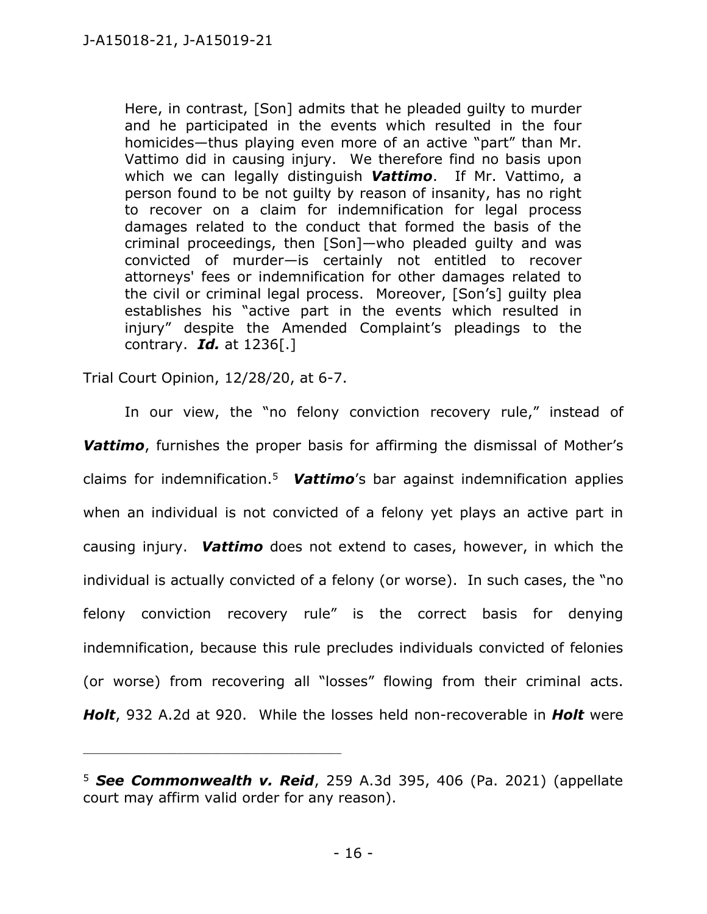> Here, in contrast, [Son] admits that he pleaded guilty to murder and he participated in the events which resulted in the four homicides—thus playing even more of an active "part" than Mr. Vattimo did in causing injury. We therefore find no basis upon which we can legally distinguish ***Vattimo***. If Mr. Vattimo, a person found to be not guilty by reason of insanity, has no right to recover on a claim for indemnification for legal process damages related to the conduct that formed the basis of the criminal proceedings, then [Son]—who pleaded guilty and was convicted of murder—is certainly not entitled to recover attorneys' fees or indemnification for other damages related to the civil or criminal legal process. Moreover, [Son's] guilty plea establishes his "active part in the events which resulted in injury" despite the Amended Complaint's pleadings to the contrary. ***Id.*** at 1236[.]

Trial Court Opinion, 12/28/20, at 6-7.

In our view, the "no felony conviction recovery rule," instead of ***Vattimo***, furnishes the proper basis for affirming the dismissal of Mother's claims for indemnification.[5] ***Vattimo***'s bar against indemnification applies when an individual is not convicted of a felony yet plays an active part in causing injury. ***Vattimo*** does not extend to cases, however, in which the individual is actually convicted of a felony (or worse). In such cases, the "no felony conviction recovery rule" is the correct basis for denying indemnification, because this rule precludes individuals convicted of felonies (or worse) from recovering all "losses" flowing from their criminal acts. ***Holt***, 932 A.2d at 920. While the losses held non-recoverable in ***Holt*** were

---

[5] ***See Commonwealth v. Reid***, 259 A.3d 395, 406 (Pa. 2021) (appellate court may affirm valid order for any reason).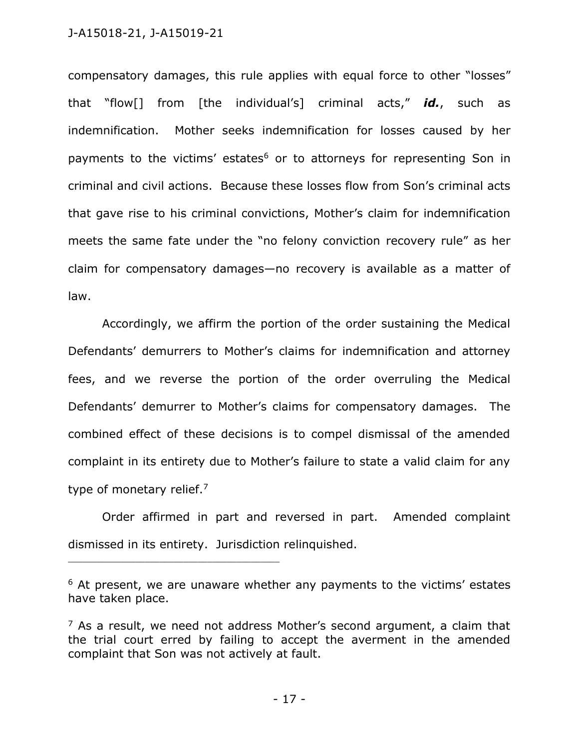compensatory damages, this rule applies with equal force to other "losses" that "flow[] from [the individual's] criminal acts," ***id.***, such as indemnification. Mother seeks indemnification for losses caused by her payments to the victims' estates[6] or to attorneys for representing Son in criminal and civil actions. Because these losses flow from Son's criminal acts that gave rise to his criminal convictions, Mother's claim for indemnification meets the same fate under the "no felony conviction recovery rule" as her claim for compensatory damages—no recovery is available as a matter of law.

Accordingly, we affirm the portion of the order sustaining the Medical Defendants' demurrers to Mother's claims for indemnification and attorney fees, and we reverse the portion of the order overruling the Medical Defendants' demurrer to Mother's claims for compensatory damages. The combined effect of these decisions is to compel dismissal of the amended complaint in its entirety due to Mother's failure to state a valid claim for any type of monetary relief.[7]

Order affirmed in part and reversed in part. Amended complaint dismissed in its entirety. Jurisdiction relinquished.

---

[6] At present, we are unaware whether any payments to the victims' estates have taken place.

[7] As a result, we need not address Mother's second argument, a claim that the trial court erred by failing to accept the averment in the amended complaint that Son was not actively at fault.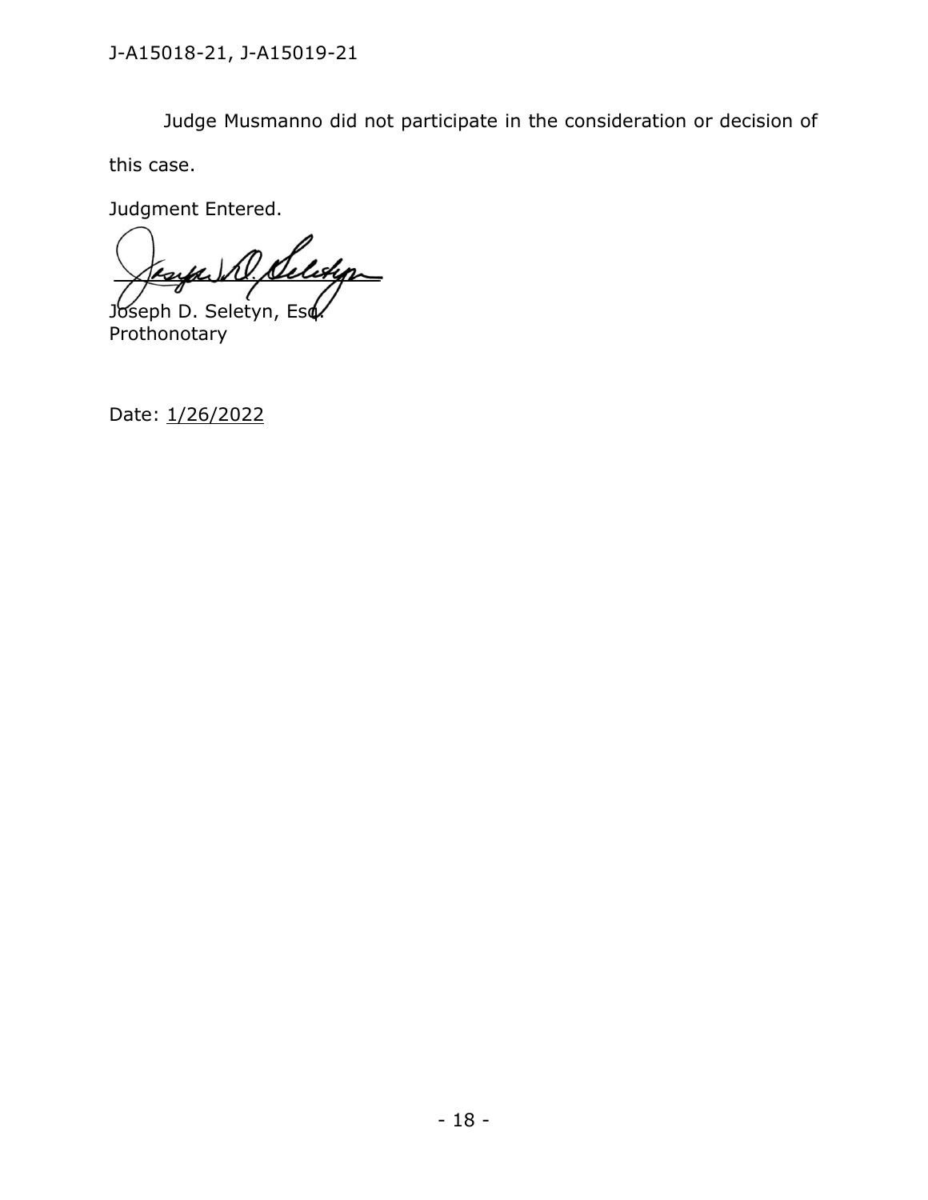Judge Musmanno did not participate in the consideration or decision of this case.

Judgment Entered.

Joseph D. Seletyn, Esq.
Prothonotary

Date: 1/26/2022